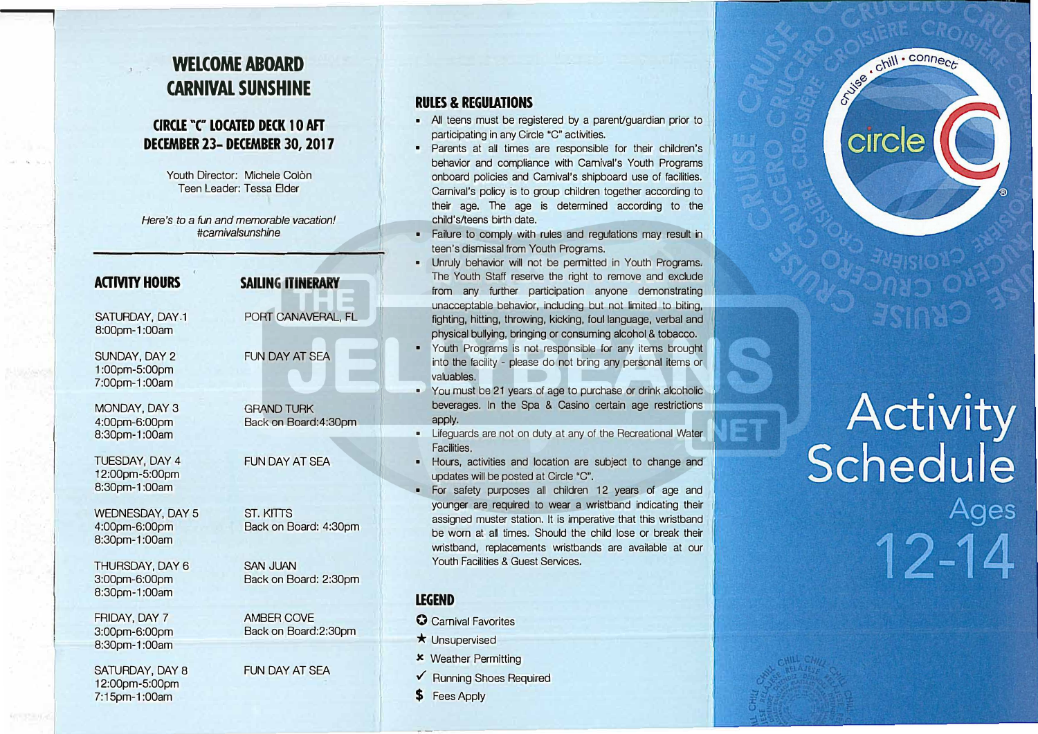# WELCOME ABOARD CARNIVAL SUNSHINE

### CIRCLE "C" LOCATED DECK 10 AFT
### DECEMBER 23– DECEMBER 30, 2017

Youth Director: Michele Colòn
Teen Leader: Tessa Elder

*Here's to a fun and memorable vacation!*
*#carnivalsunshine*

| ACTIVITY HOURS | SAILING ITINERARY |
|---|---|
| SATURDAY, DAY 1<br>8:00pm-1:00am | PORT CANAVERAL, FL |
| SUNDAY, DAY 2<br>1:00pm-5:00pm<br>7:00pm-1:00am | FUN DAY AT SEA |
| MONDAY, DAY 3<br>4:00pm-6:00pm<br>8:30pm-1:00am | GRAND TURK<br>Back on Board:4:30pm |
| TUESDAY, DAY 4<br>12:00pm-5:00pm<br>8:30pm-1:00am | FUN DAY AT SEA |
| WEDNESDAY, DAY 5<br>4:00pm-6:00pm<br>8:30pm-1:00am | ST. KITTS<br>Back on Board: 4:30pm |
| THURSDAY, DAY 6<br>3:00pm-6:00pm<br>8:30pm-1:00am | SAN JUAN<br>Back on Board: 2:30pm |
| FRIDAY, DAY 7<br>3:00pm-6:00pm<br>8:30pm-1:00am | AMBER COVE<br>Back on Board:2:30pm |
| SATURDAY, DAY 8<br>12:00pm-5:00pm<br>7:15pm-1:00am | FUN DAY AT SEA |

## RULES & REGULATIONS

- All teens must be registered by a parent/guardian prior to participating in any Circle "C" activities.
- Parents at all times are responsible for their children's behavior and compliance with Carnival's Youth Programs onboard policies and Carnival's shipboard use of facilities. Carnival's policy is to group children together according to their age. The age is determined according to the child's/teens birth date.
- Failure to comply with rules and regulations may result in teen's dismissal from Youth Programs.
- Unruly behavior will not be permitted in Youth Programs. The Youth Staff reserve the right to remove and exclude from any further participation anyone demonstrating unacceptable behavior, including but not limited to biting, fighting, hitting, throwing, kicking, foul language, verbal and physical bullying, bringing or consuming alcohol & tobacco.
- Youth Programs is not responsible for any items brought into the facility - please do not bring any personal items or valuables.
- You must be 21 years of age to purchase or drink alcoholic beverages. In the Spa & Casino certain age restrictions apply.
- Lifeguards are not on duty at any of the Recreational Water Facilities.
- Hours, activities and location are subject to change and updates will be posted at Circle "C".
- For safety purposes all children 12 years of age and younger are required to wear a wristband indicating their assigned muster station. It is imperative that this wristband be worn at all times. Should the child lose or break their wristband, replacements wristbands are available at our Youth Facilities & Guest Services.

## LEGEND

- ✪ Carnival Favorites
- ★ Unsupervised
- ✖ Weather Permitting
- ✓ Running Shoes Required
- $ Fees Apply

cruise • chill • connect

circle C

# Activity Schedule

## Ages 12-14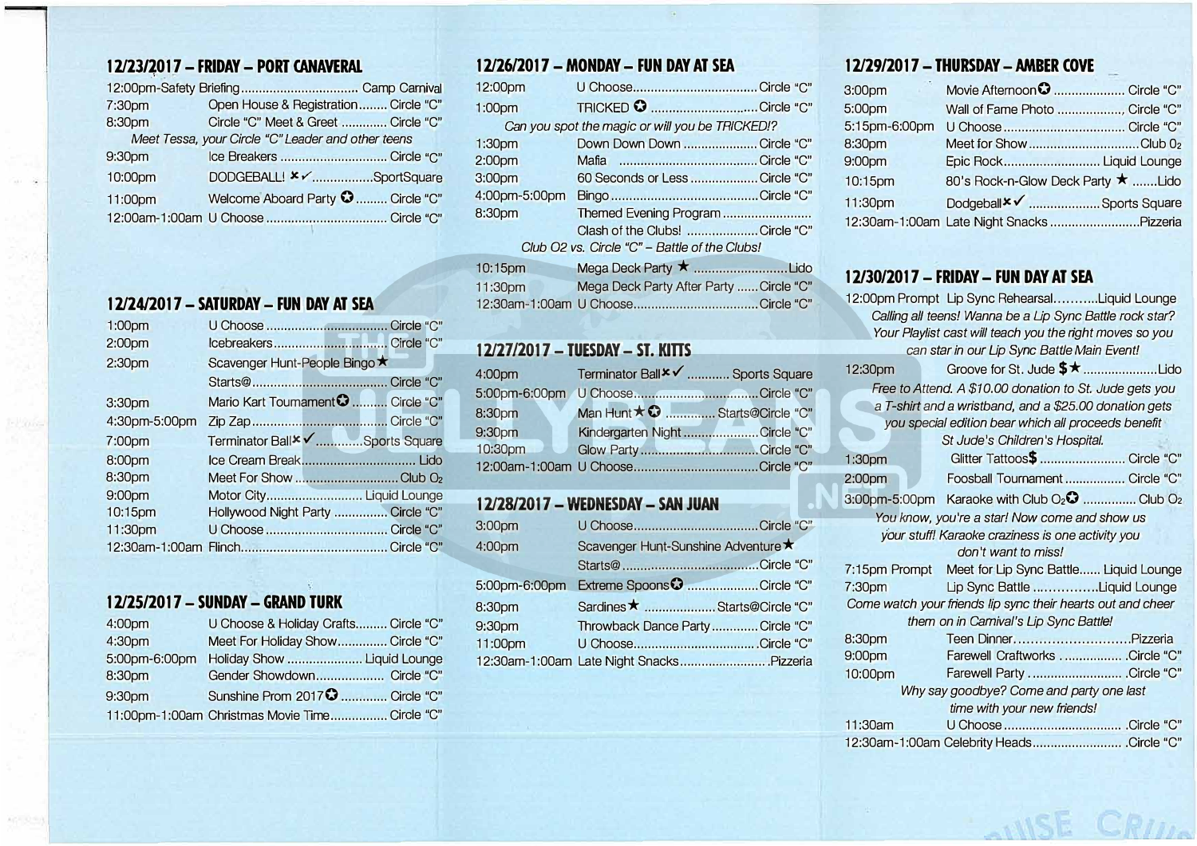## 12/23/2017 – FRIDAY – PORT CANAVERAL

| | | |
|---|---|---|
| 12:00pm | Safety Briefing | Camp Carnival |
| 7:30pm | Open House & Registration | Circle "C" |
| 8:30pm | Circle "C" Meet & Greet | Circle "C" |

*Meet Tessa, your Circle "C" Leader and other teens*

| | | |
|---|---|---|
| 9:30pm | Ice Breakers | Circle "C" |
| 10:00pm | DODGEBALL! ✖✓ | SportSquare |
| 11:00pm | Welcome Aboard Party ✪ | Circle "C" |
| 12:00am-1:00am | U Choose | Circle "C" |

## 12/24/2017 – SATURDAY – FUN DAY AT SEA

| | | |
|---|---|---|
| 1:00pm | U Choose | Circle "C" |
| 2:00pm | Icebreakers | Circle "C" |
| 2:30pm | Scavenger Hunt-People Bingo ★ Starts@ | Circle "C" |
| 3:30pm | Mario Kart Tournament ✪ | Circle "C" |
| 4:30pm-5:00pm | Zip Zap | Circle "C" |
| 7:00pm | Terminator Ball ✖✓ | Sports Square |
| 8:00pm | Ice Cream Break | Lido |
| 8:30pm | Meet For Show | Club $O_2$ |
| 9:00pm | Motor City | Liquid Lounge |
| 10:15pm | Hollywood Night Party | Circle "C" |
| 11:30pm | U Choose | Circle "C" |
| 12:30am-1:00am | Flinch | Circle "C" |

## 12/25/2017 – SUNDAY – GRAND TURK

| | | |
|---|---|---|
| 4:00pm | U Choose & Holiday Crafts | Circle "C" |
| 4:30pm | Meet For Holiday Show | Circle "C" |
| 5:00pm-6:00pm | Holiday Show | Liquid Lounge |
| 8:30pm | Gender Showdown | Circle "C" |
| 9:30pm | Sunshine Prom 2017 ✪ | Circle "C" |
| 11:00pm-1:00am | Christmas Movie Time | Circle "C" |

## 12/26/2017 – MONDAY – FUN DAY AT SEA

| | | |
|---|---|---|
| 12:00pm | U Choose | Circle "C" |
| 1:00pm | TRICKED ✪ | Circle "C" |

*Can you spot the magic or will you be TRICKED!?*

| | | |
|---|---|---|
| 1:30pm | Down Down Down | Circle "C" |
| 2:00pm | Mafia | Circle "C" |
| 3:00pm | 60 Seconds or Less | Circle "C" |
| 4:00pm-5:00pm | Bingo | Circle "C" |
| 8:30pm | Themed Evening Program Clash of the Clubs! | Circle "C" |

*Club O2 vs. Circle "C" – Battle of the Clubs!*

| | | |
|---|---|---|
| 10:15pm | Mega Deck Party ★ | Lido |
| 11:30pm | Mega Deck Party After Party | Circle "C" |
| 12:30am-1:00am | U Choose | Circle "C" |

## 12/27/2017 – TUESDAY – ST. KITTS

| | | |
|---|---|---|
| 4:00pm | Terminator Ball ✖✓ | Sports Square |
| 5:00pm-6:00pm | U Choose | Circle "C" |
| 8:30pm | Man Hunt ★✪ | Starts@Circle "C" |
| 9:30pm | Kindergarten Night | Circle "C" |
| 10:30pm | Glow Party | Circle "C" |
| 12:00am-1:00am | U Choose | Circle "C" |

## 12/28/2017 – WEDNESDAY – SAN JUAN

| | | |
|---|---|---|
| 3:00pm | U Choose | Circle "C" |
| 4:00pm | Scavenger Hunt-Sunshine Adventure ★ Starts@ | Circle "C" |
| 5:00pm-6:00pm | Extreme Spoons ✪ | Circle "C" |
| 8:30pm | Sardines ★ | Starts@Circle "C" |
| 9:30pm | Throwback Dance Party | Circle "C" |
| 11:00pm | U Choose | Circle "C" |
| 12:30am-1:00am | Late Night Snacks | Pizzeria |

## 12/29/2017 – THURSDAY – AMBER COVE

| | | |
|---|---|---|
| 3:00pm | Movie Afternoon ✪ | Circle "C" |
| 5:00pm | Wall of Fame Photo | Circle "C" |
| 5:15pm-6:00pm | U Choose | Circle "C" |
| 8:30pm | Meet for Show | Club $O_2$ |
| 9:00pm | Epic Rock | Liquid Lounge |
| 10:15pm | 80's Rock-n-Glow Deck Party ★ | Lido |
| 11:30pm | Dodgeball ✖✓ | Sports Square |
| 12:30am-1:00am | Late Night Snacks | Pizzeria |

## 12/30/2017 – FRIDAY – FUN DAY AT SEA

| | | |
|---|---|---|
| 12:00pm Prompt | Lip Sync Rehearsal | Liquid Lounge |

*Calling all teens! Wanna be a Lip Sync Battle rock star? Your Playlist cast will teach you the right moves so you can star in our Lip Sync Battle Main Event!*

| | | |
|---|---|---|
| 12:30pm | Groove for St. Jude $★ | Lido |

*Free to Attend. A $10.00 donation to St. Jude gets you a T-shirt and a wristband, and a $25.00 donation gets you special edition bear which all proceeds benefit St Jude's Children's Hospital.*

| | | |
|---|---|---|
| 1:30pm | Glitter Tattoos $ | Circle "C" |
| 2:00pm | Foosball Tournament | Circle "C" |
| 3:00pm-5:00pm | Karaoke with Club $O_2$ ✪ | Club $O_2$ |

*You know, you're a star! Now come and show us your stuff! Karaoke craziness is one activity you don't want to miss!*

| | | |
|---|---|---|
| 7:15pm Prompt | Meet for Lip Sync Battle | Liquid Lounge |
| 7:30pm | Lip Sync Battle | Liquid Lounge |

*Come watch your friends lip sync their hearts out and cheer them on in Carnival's Lip Sync Battle!*

| | | |
|---|---|---|
| 8:30pm | Teen Dinner | Pizzeria |
| 9:00pm | Farewell Craftworks | Circle "C" |
| 10:00pm | Farewell Party | Circle "C" |

*Why say goodbye? Come and party one last time with your new friends!*

| | | |
|---|---|---|
| 11:30am | U Choose | Circle "C" |
| 12:30am-1:00am | Celebrity Heads | Circle "C" |